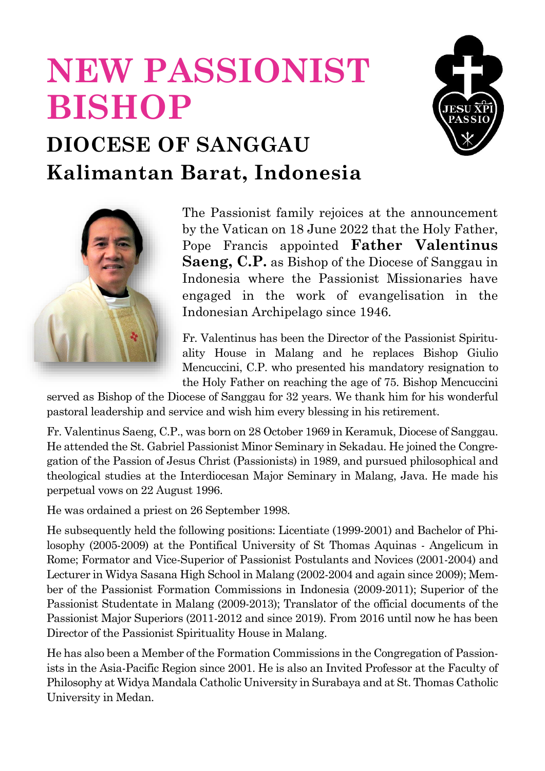# NEW PASSIONIST BISHOP

## DIOCESE OF SANGGAU
## Kalimantan Barat, Indonesia

The Passionist family rejoices at the announcement by the Vatican on 18 June 2022 that the Holy Father, Pope Francis appointed **Father Valentinus Saeng, C.P.** as Bishop of the Diocese of Sanggau in Indonesia where the Passionist Missionaries have engaged in the work of evangelisation in the Indonesian Archipelago since 1946.

Fr. Valentinus has been the Director of the Passionist Spirituality House in Malang and he replaces Bishop Giulio Mencuccini, C.P. who presented his mandatory resignation to the Holy Father on reaching the age of 75. Bishop Mencuccini served as Bishop of the Diocese of Sanggau for 32 years. We thank him for his wonderful pastoral leadership and service and wish him every blessing in his retirement.

Fr. Valentinus Saeng, C.P., was born on 28 October 1969 in Keramuk, Diocese of Sanggau. He attended the St. Gabriel Passionist Minor Seminary in Sekadau. He joined the Congregation of the Passion of Jesus Christ (Passionists) in 1989, and pursued philosophical and theological studies at the Interdiocesan Major Seminary in Malang, Java. He made his perpetual vows on 22 August 1996.

He was ordained a priest on 26 September 1998.

He subsequently held the following positions: Licentiate (1999-2001) and Bachelor of Philosophy (2005-2009) at the Pontifical University of St Thomas Aquinas - Angelicum in Rome; Formator and Vice-Superior of Passionist Postulants and Novices (2001-2004) and Lecturer in Widya Sasana High School in Malang (2002-2004 and again since 2009); Member of the Passionist Formation Commissions in Indonesia (2009-2011); Superior of the Passionist Studentate in Malang (2009-2013); Translator of the official documents of the Passionist Major Superiors (2011-2012 and since 2019). From 2016 until now he has been Director of the Passionist Spirituality House in Malang.

He has also been a Member of the Formation Commissions in the Congregation of Passionists in the Asia-Pacific Region since 2001. He is also an Invited Professor at the Faculty of Philosophy at Widya Mandala Catholic University in Surabaya and at St. Thomas Catholic University in Medan.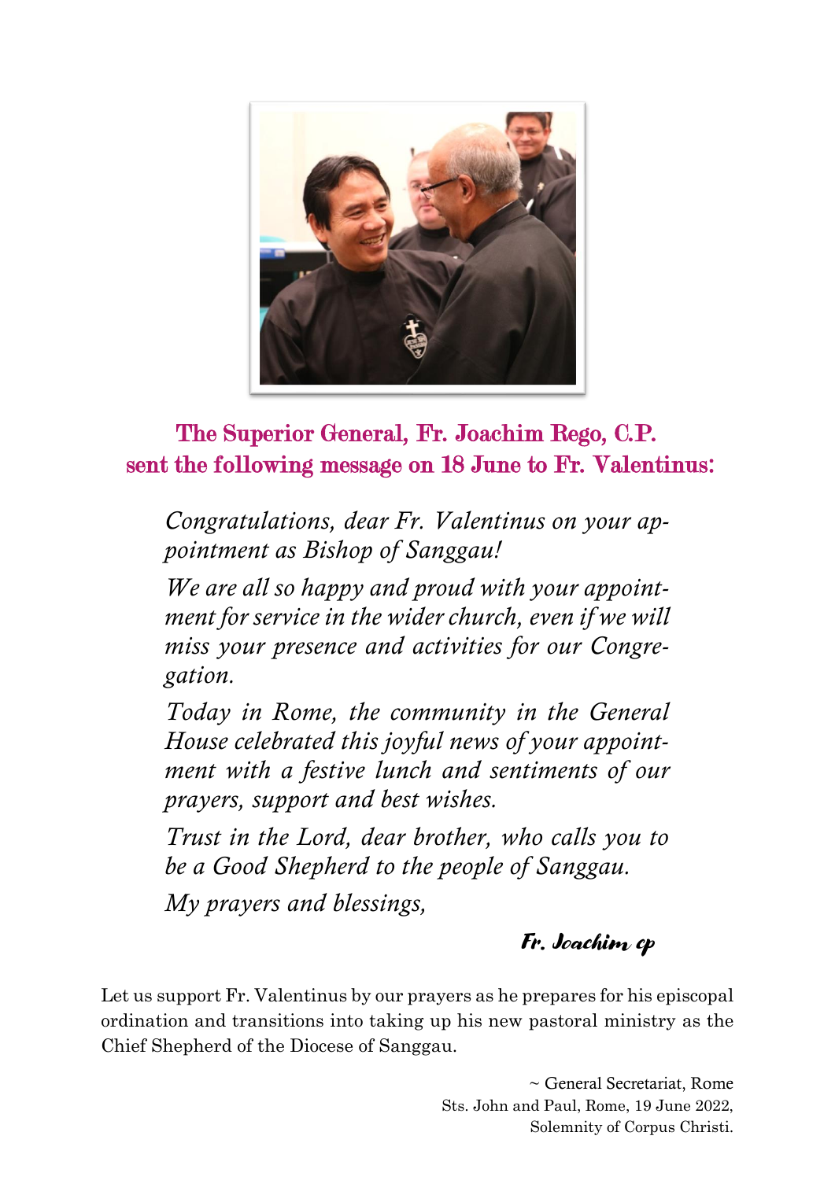**The Superior General, Fr. Joachim Rego, C.P. sent the following message on 18 June to Fr. Valentinus:**

*Congratulations, dear Fr. Valentinus on your appointment as Bishop of Sanggau!*

*We are all so happy and proud with your appointment for service in the wider church, even if we will miss your presence and activities for our Congregation.*

*Today in Rome, the community in the General House celebrated this joyful news of your appointment with a festive lunch and sentiments of our prayers, support and best wishes.*

*Trust in the Lord, dear brother, who calls you to be a Good Shepherd to the people of Sanggau.*

*My prayers and blessings,*

Fr. Joachim cp

Let us support Fr. Valentinus by our prayers as he prepares for his episcopal ordination and transitions into taking up his new pastoral ministry as the Chief Shepherd of the Diocese of Sanggau.

~ General Secretariat, Rome
Sts. John and Paul, Rome, 19 June 2022,
Solemnity of Corpus Christi.